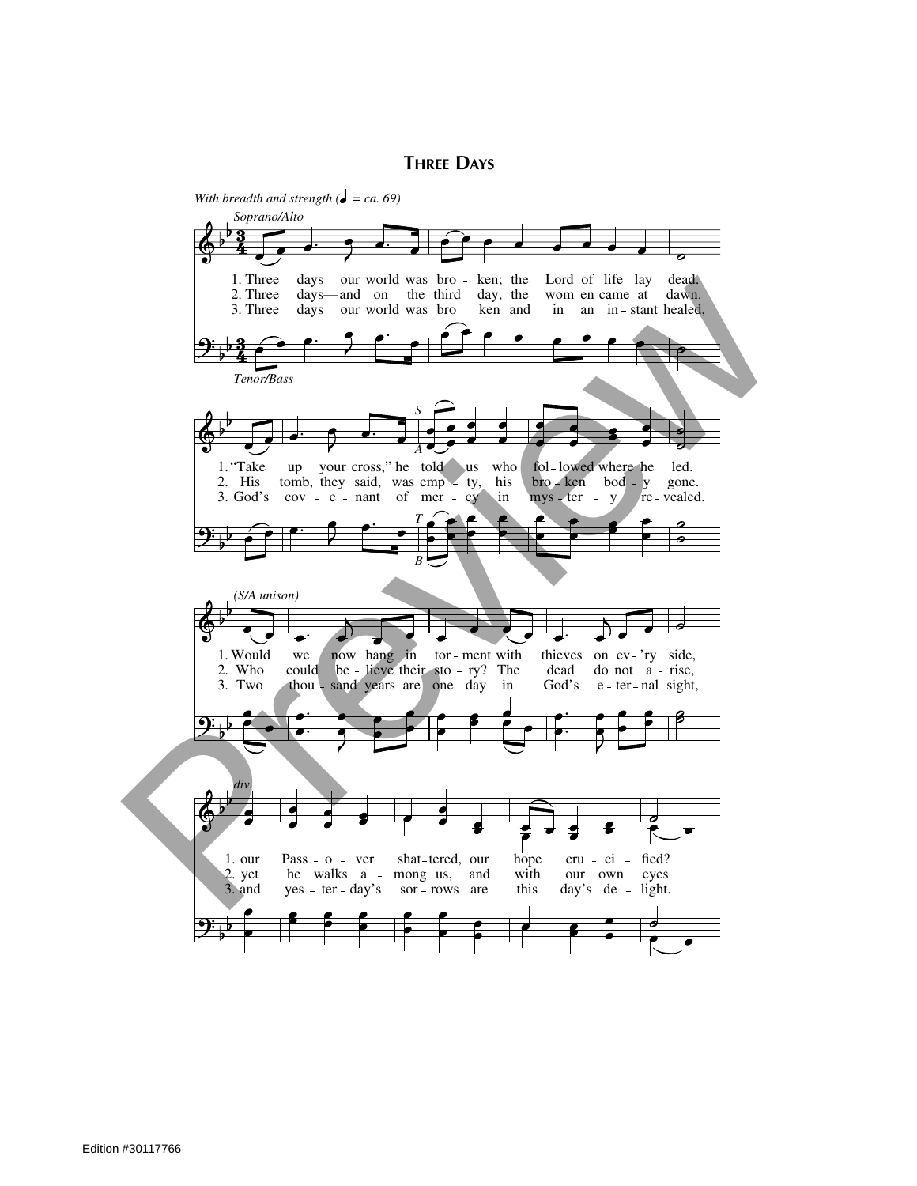# Three Days

*With breadth and strength (♩ = ca. 69)*

*Soprano/Alto*

1. Three days our world was bro - ken; the Lord of life lay dead.
2. Three days—and on the third day, the wom-en came at dawn.
3. Three days our world was bro - ken and in an in - stant healed,

*Tenor/Bass*

1. "Take up your cross," he told us who fol - lowed where he led.
2. His tomb, they said, was emp - ty, his bro - ken bod - y gone.
3. God's cov - e - nant of mer - cy in mys - ter - y re - vealed.

*(S/A unison)*

1. Would we now hang in tor - ment with thieves on ev - 'ry side,
2. Who could be - lieve their sto - ry? The dead do not a - rise,
3. Two thou - sand years are one day in God's e - ter - nal sight,

*div.*

1. our Pass - o - ver shat - tered, our hope cru - ci - fied?
2. yet he walks a - mong us, and with our own eyes
3. and yes - ter - day's sor - rows are this day's de - light.

Edition #30117766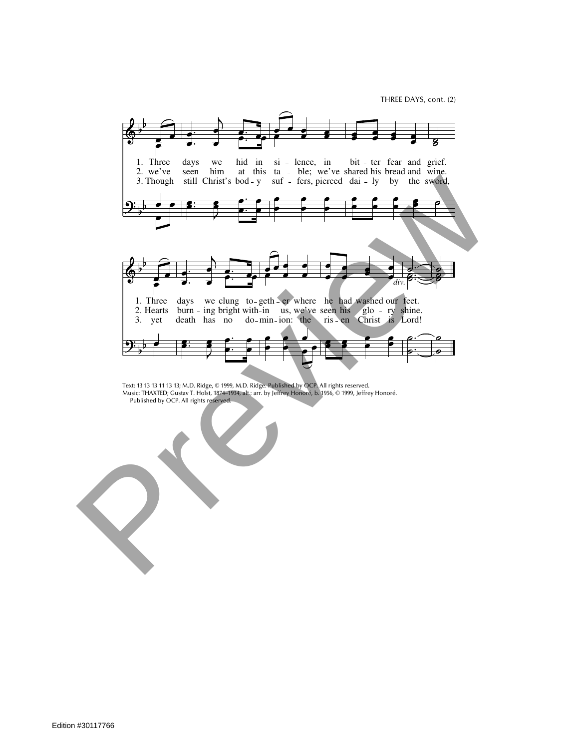THREE DAYS, cont. (2)

1. Three days we hid in si - lence, in bit - ter fear and grief.
2. we've seen him at this ta - ble; we've shared his bread and wine.
3. Though still Christ's bod - y suf - fers, pierced dai - ly by the sword,

1. Three days we clung to - geth - er where he had washed our feet.
2. Hearts burn - ing bright with - in us, we've seen his glo - ry shine.
3. yet death has no do - min - ion: the ris - en Christ is Lord!

Text: 13 13 13 11 13 13; M.D. Ridge, © 1999, M.D. Ridge. Published by OCP. All rights reserved.
Music: THAXTED; Gustav T. Holst, 1874–1934, alt.; arr. by Jeffrey Honoré, b. 1956, © 1999, Jeffrey Honoré. Published by OCP. All rights reserved.

Edition #30117766